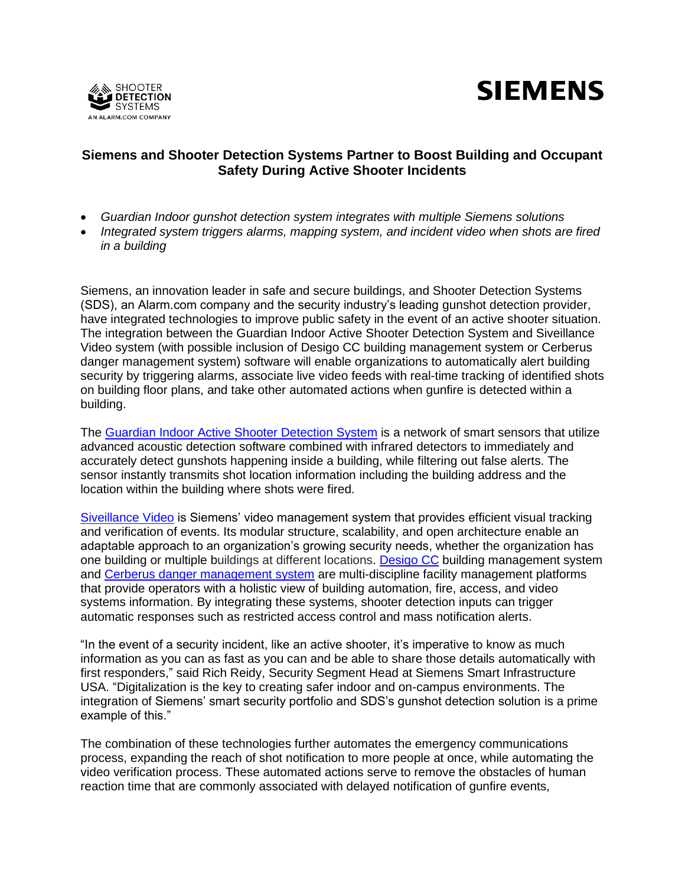# Siemens and Shooter Detection Systems Partner to Boost Building and Occupant Safety During Active Shooter Incidents

- *Guardian Indoor gunshot detection system integrates with multiple Siemens solutions*
- *Integrated system triggers alarms, mapping system, and incident video when shots are fired in a building*

Siemens, an innovation leader in safe and secure buildings, and Shooter Detection Systems (SDS), an Alarm.com company and the security industry's leading gunshot detection provider, have integrated technologies to improve public safety in the event of an active shooter situation. The integration between the Guardian Indoor Active Shooter Detection System and Siveillance Video system (with possible inclusion of Desigo CC building management system or Cerberus danger management system) software will enable organizations to automatically alert building security by triggering alarms, associate live video feeds with real-time tracking of identified shots on building floor plans, and take other automated actions when gunfire is detected within a building.

The [Guardian Indoor Active Shooter Detection System](#) is a network of smart sensors that utilize advanced acoustic detection software combined with infrared detectors to immediately and accurately detect gunshots happening inside a building, while filtering out false alerts. The sensor instantly transmits shot location information including the building address and the location within the building where shots were fired.

[Siveillance Video](#) is Siemens' video management system that provides efficient visual tracking and verification of events. Its modular structure, scalability, and open architecture enable an adaptable approach to an organization's growing security needs, whether the organization has one building or multiple buildings at different locations. [Desigo CC](#) building management system and [Cerberus danger management system](#) are multi-discipline facility management platforms that provide operators with a holistic view of building automation, fire, access, and video systems information. By integrating these systems, shooter detection inputs can trigger automatic responses such as restricted access control and mass notification alerts.

"In the event of a security incident, like an active shooter, it's imperative to know as much information as you can as fast as you can and be able to share those details automatically with first responders," said Rich Reidy, Security Segment Head at Siemens Smart Infrastructure USA. "Digitalization is the key to creating safer indoor and on-campus environments. The integration of Siemens' smart security portfolio and SDS's gunshot detection solution is a prime example of this."

The combination of these technologies further automates the emergency communications process, expanding the reach of shot notification to more people at once, while automating the video verification process. These automated actions serve to remove the obstacles of human reaction time that are commonly associated with delayed notification of gunfire events,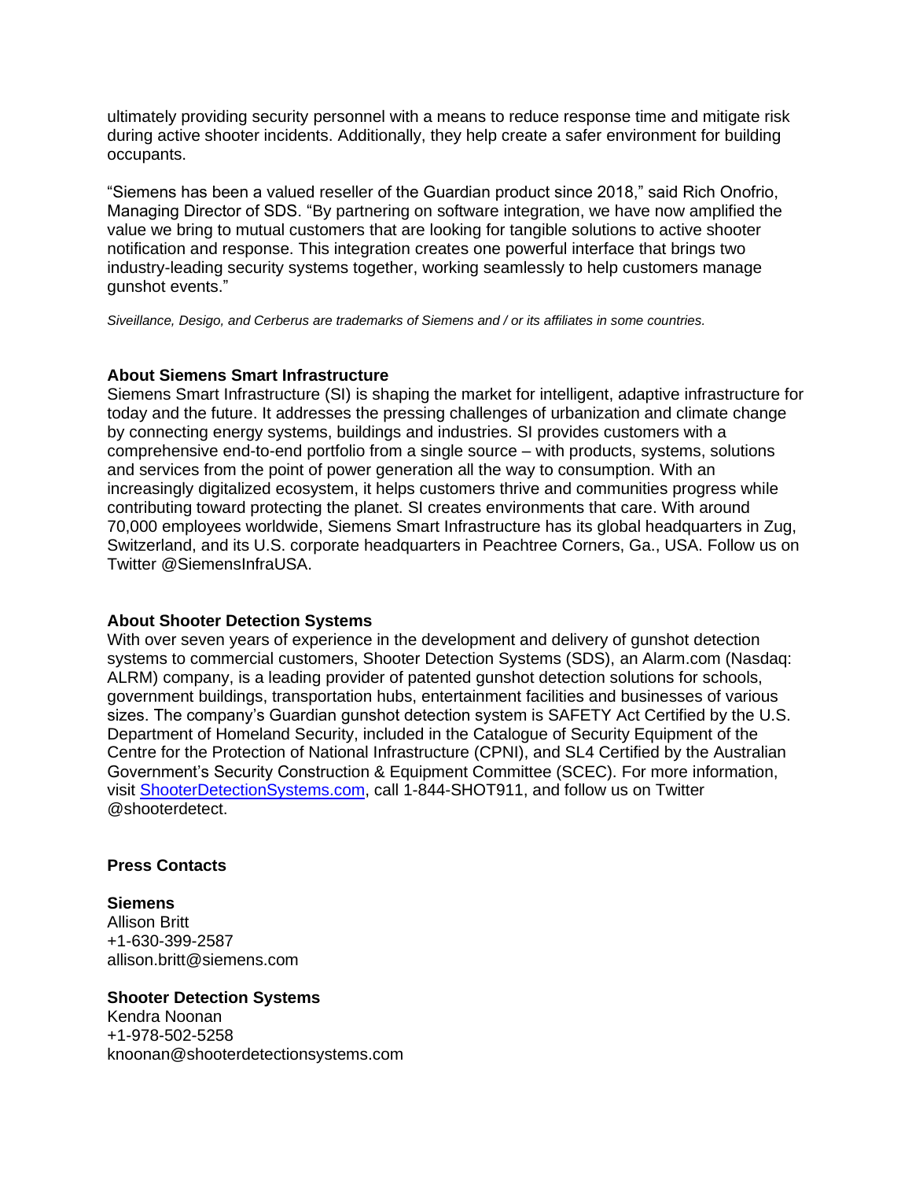ultimately providing security personnel with a means to reduce response time and mitigate risk during active shooter incidents. Additionally, they help create a safer environment for building occupants.

"Siemens has been a valued reseller of the Guardian product since 2018," said Rich Onofrio, Managing Director of SDS. "By partnering on software integration, we have now amplified the value we bring to mutual customers that are looking for tangible solutions to active shooter notification and response. This integration creates one powerful interface that brings two industry-leading security systems together, working seamlessly to help customers manage gunshot events."

*Siveillance, Desigo, and Cerberus are trademarks of Siemens and / or its affiliates in some countries.*

**About Siemens Smart Infrastructure**
Siemens Smart Infrastructure (SI) is shaping the market for intelligent, adaptive infrastructure for today and the future. It addresses the pressing challenges of urbanization and climate change by connecting energy systems, buildings and industries. SI provides customers with a comprehensive end-to-end portfolio from a single source – with products, systems, solutions and services from the point of power generation all the way to consumption. With an increasingly digitalized ecosystem, it helps customers thrive and communities progress while contributing toward protecting the planet. SI creates environments that care. With around 70,000 employees worldwide, Siemens Smart Infrastructure has its global headquarters in Zug, Switzerland, and its U.S. corporate headquarters in Peachtree Corners, Ga., USA. Follow us on Twitter @SiemensInfraUSA.

**About Shooter Detection Systems**
With over seven years of experience in the development and delivery of gunshot detection systems to commercial customers, Shooter Detection Systems (SDS), an Alarm.com (Nasdaq: ALRM) company, is a leading provider of patented gunshot detection solutions for schools, government buildings, transportation hubs, entertainment facilities and businesses of various sizes. The company's Guardian gunshot detection system is SAFETY Act Certified by the U.S. Department of Homeland Security, included in the Catalogue of Security Equipment of the Centre for the Protection of National Infrastructure (CPNI), and SL4 Certified by the Australian Government's Security Construction & Equipment Committee (SCEC). For more information, visit [ShooterDetectionSystems.com](http://ShooterDetectionSystems.com), call 1-844-SHOT911, and follow us on Twitter @shooterdetect.

**Press Contacts**

**Siemens**
Allison Britt
+1-630-399-2587
allison.britt@siemens.com

**Shooter Detection Systems**
Kendra Noonan
+1-978-502-5258
knoonan@shooterdetectionsystems.com